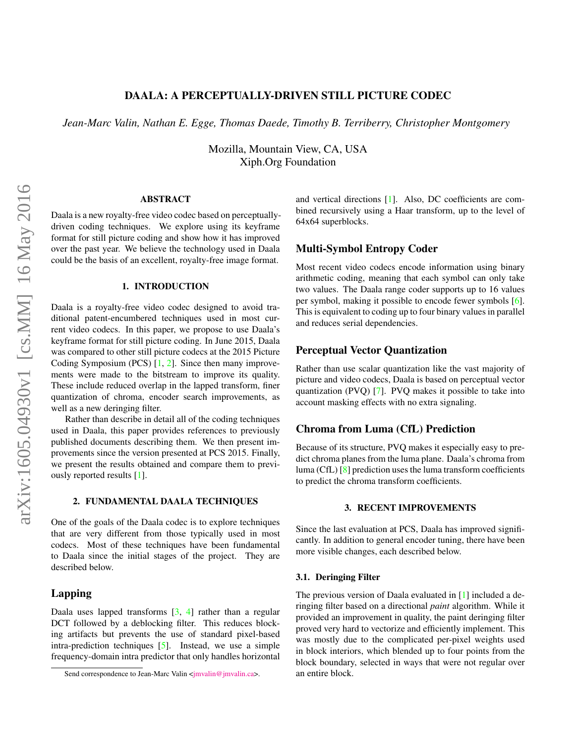# DAALA: A PERCEPTUALLY-DRIVEN STILL PICTURE CODEC

*Jean-Marc Valin, Nathan E. Egge, Thomas Daede, Timothy B. Terriberry, Christopher Montgomery*

Mozilla, Mountain View, CA, USA
Xiph.Org Foundation

## ABSTRACT

Daala is a new royalty-free video codec based on perceptually-driven coding techniques. We explore using its keyframe format for still picture coding and show how it has improved over the past year. We believe the technology used in Daala could be the basis of an excellent, royalty-free image format.

## 1. INTRODUCTION

Daala is a royalty-free video codec designed to avoid traditional patent-encumbered techniques used in most current video codecs. In this paper, we propose to use Daala's keyframe format for still picture coding. In June 2015, Daala was compared to other still picture codecs at the 2015 Picture Coding Symposium (PCS) [1, 2]. Since then many improvements were made to the bitstream to improve its quality. These include reduced overlap in the lapped transform, finer quantization of chroma, encoder search improvements, as well as a new deringing filter.

Rather than describe in detail all of the coding techniques used in Daala, this paper provides references to previously published documents describing them. We then present improvements since the version presented at PCS 2015. Finally, we present the results obtained and compare them to previously reported results [1].

## 2. FUNDAMENTAL DAALA TECHNIQUES

One of the goals of the Daala codec is to explore techniques that are very different from those typically used in most codecs. Most of these techniques have been fundamental to Daala since the initial stages of the project. They are described below.

### Lapping

Daala uses lapped transforms [3, 4] rather than a regular DCT followed by a deblocking filter. This reduces blocking artifacts but prevents the use of standard pixel-based intra-prediction techniques [5]. Instead, we use a simple frequency-domain intra predictor that only handles horizontal and vertical directions [1]. Also, DC coefficients are combined recursively using a Haar transform, up to the level of 64x64 superblocks.

### Multi-Symbol Entropy Coder

Most recent video codecs encode information using binary arithmetic coding, meaning that each symbol can only take two values. The Daala range coder supports up to 16 values per symbol, making it possible to encode fewer symbols [6]. This is equivalent to coding up to four binary values in parallel and reduces serial dependencies.

### Perceptual Vector Quantization

Rather than use scalar quantization like the vast majority of picture and video codecs, Daala is based on perceptual vector quantization (PVQ) [7]. PVQ makes it possible to take into account masking effects with no extra signaling.

### Chroma from Luma (CfL) Prediction

Because of its structure, PVQ makes it especially easy to predict chroma planes from the luma plane. Daala's chroma from luma (CfL) [8] prediction uses the luma transform coefficients to predict the chroma transform coefficients.

## 3. RECENT IMPROVEMENTS

Since the last evaluation at PCS, Daala has improved significantly. In addition to general encoder tuning, there have been more visible changes, each described below.

### 3.1. Deringing Filter

The previous version of Daala evaluated in [1] included a deringing filter based on a directional *paint* algorithm. While it provided an improvement in quality, the paint deringing filter proved very hard to vectorize and efficiently implement. This was mostly due to the complicated per-pixel weights used in block interiors, which blended up to four points from the block boundary, selected in ways that were not regular over an entire block.

Send correspondence to Jean-Marc Valin <jmvalin@jmvalin.ca>.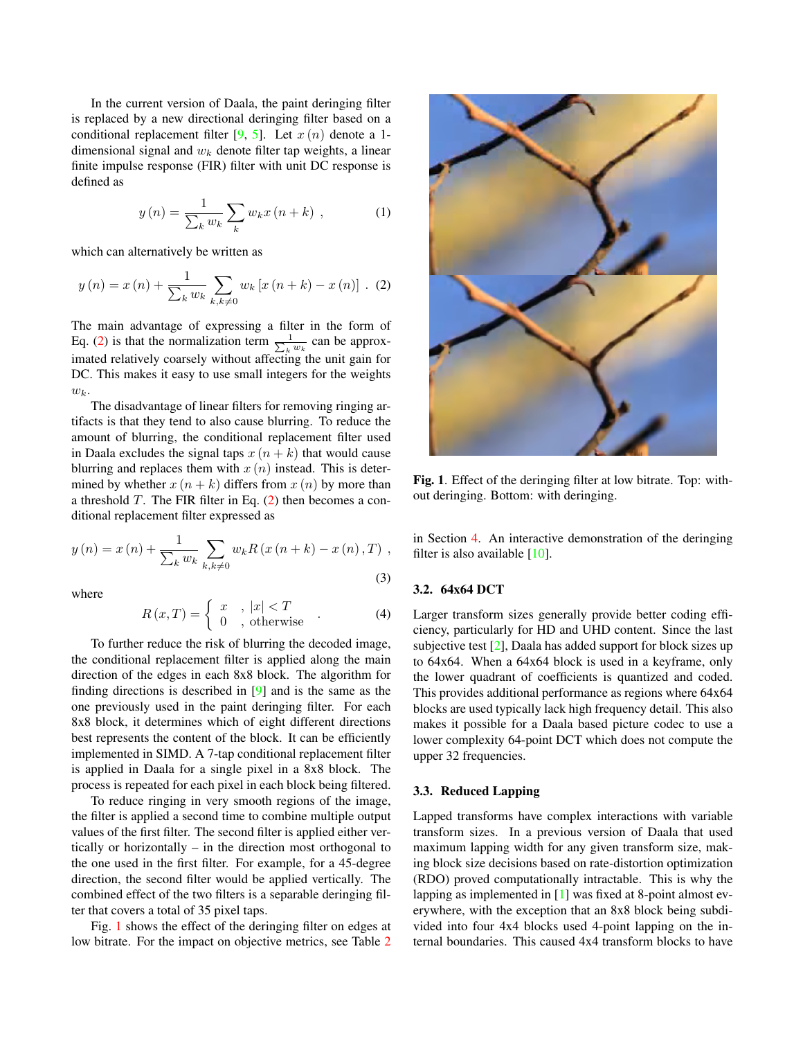In the current version of Daala, the paint deringing filter is replaced by a new directional deringing filter based on a conditional replacement filter [9, 5]. Let $x(n)$ denote a 1-dimensional signal and $w_k$ denote filter tap weights, a linear finite impulse response (FIR) filter with unit DC response is defined as

$$y(n) = \frac{1}{\sum_k w_k} \sum_k w_k x(n+k) \ , \tag{1}$$

which can alternatively be written as

$$y(n) = x(n) + \frac{1}{\sum_k w_k} \sum_{k, k \neq 0} w_k \left[ x(n+k) - x(n) \right] \ . \tag{2}$$

The main advantage of expressing a filter in the form of Eq. (2) is that the normalization term $\frac{1}{\sum_k w_k}$ can be approximated relatively coarsely without affecting the unit gain for DC. This makes it easy to use small integers for the weights $w_k$.

The disadvantage of linear filters for removing ringing artifacts is that they tend to also cause blurring. To reduce the amount of blurring, the conditional replacement filter used in Daala excludes the signal taps $x(n+k)$ that would cause blurring and replaces them with $x(n)$ instead. This is determined by whether $x(n+k)$ differs from $x(n)$ by more than a threshold $T$. The FIR filter in Eq. (2) then becomes a conditional replacement filter expressed as

$$y(n) = x(n) + \frac{1}{\sum_k w_k} \sum_{k, k \neq 0} w_k R\left( x(n+k) - x(n), T \right) \ , \tag{3}$$

where

$$R(x, T) = \begin{cases} x & , |x| < T \\ 0 & , \text{otherwise} \end{cases} \ . \tag{4}$$

To further reduce the risk of blurring the decoded image, the conditional replacement filter is applied along the main direction of the edges in each 8x8 block. The algorithm for finding directions is described in [9] and is the same as the one previously used in the paint deringing filter. For each 8x8 block, it determines which of eight different directions best represents the content of the block. It can be efficiently implemented in SIMD. A 7-tap conditional replacement filter is applied in Daala for a single pixel in a 8x8 block. The process is repeated for each pixel in each block being filtered.

To reduce ringing in very smooth regions of the image, the filter is applied a second time to combine multiple output values of the first filter. The second filter is applied either vertically or horizontally – in the direction most orthogonal to the one used in the first filter. For example, for a 45-degree direction, the second filter would be applied vertically. The combined effect of the two filters is a separable deringing filter that covers a total of 35 pixel taps.

Fig. 1 shows the effect of the deringing filter on edges at low bitrate. For the impact on objective metrics, see Table 2 in Section 4. An interactive demonstration of the deringing filter is also available [10].

**Fig. 1**. Effect of the deringing filter at low bitrate. Top: without deringing. Bottom: with deringing.

### 3.2. 64x64 DCT

Larger transform sizes generally provide better coding efficiency, particularly for HD and UHD content. Since the last subjective test [2], Daala has added support for block sizes up to 64x64. When a 64x64 block is used in a keyframe, only the lower quadrant of coefficients is quantized and coded. This provides additional performance as regions where 64x64 blocks are used typically lack high frequency detail. This also makes it possible for a Daala based picture codec to use a lower complexity 64-point DCT which does not compute the upper 32 frequencies.

### 3.3. Reduced Lapping

Lapped transforms have complex interactions with variable transform sizes. In a previous version of Daala that used maximum lapping width for any given transform size, making block size decisions based on rate-distortion optimization (RDO) proved computationally intractable. This is why the lapping as implemented in [1] was fixed at 8-point almost everywhere, with the exception that an 8x8 block being subdivided into four 4x4 blocks used 4-point lapping on the internal boundaries. This caused 4x4 transform blocks to have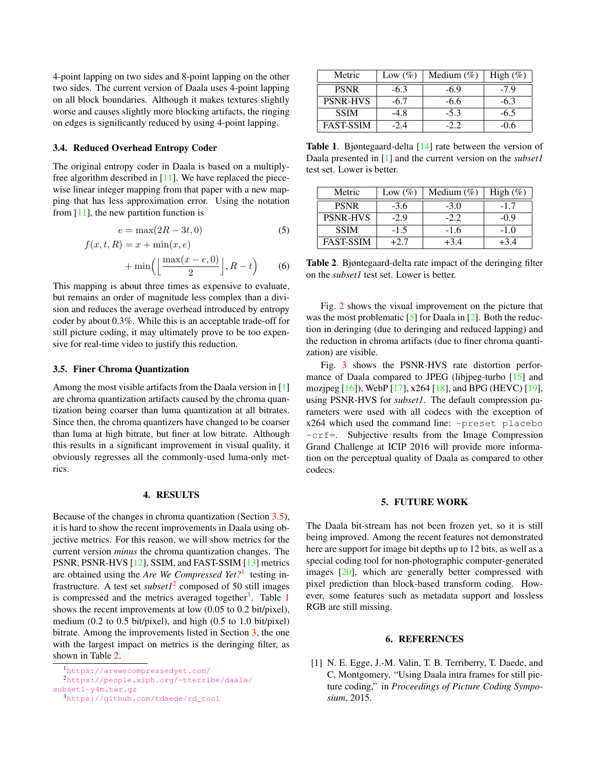4-point lapping on two sides and 8-point lapping on the other two sides. The current version of Daala uses 4-point lapping on all block boundaries. Although it makes textures slightly worse and causes slightly more blocking artifacts, the ringing on edges is significantly reduced by using 4-point lapping.

### 3.4. Reduced Overhead Entropy Coder

The original entropy coder in Daala is based on a multiply-free algorithm described in [11]. We have replaced the piecewise linear integer mapping from that paper with a new mapping that has less approximation error. Using the notation from [11], the new partition function is

$$e = \max(2R - 3t, 0) \tag{5}$$

$$f(x,t,R) = x + \min(x, e) + \min\left(\left\lfloor \frac{\max(x-e, 0)}{2} \right\rfloor, R - t\right) \tag{6}$$

This mapping is about three times as expensive to evaluate, but remains an order of magnitude less complex than a division and reduces the average overhead introduced by entropy coder by about 0.3%. While this is an acceptable trade-off for still picture coding, it may ultimately prove to be too expensive for real-time video to justify this reduction.

### 3.5. Finer Chroma Quantization

Among the most visible artifacts from the Daala version in [1] are chroma quantization artifacts caused by the chroma quantization being coarser than luma quantization at all bitrates. Since then, the chroma quantizers have changed to be coarser than luma at high bitrate, but finer at low bitrate. Although this results in a significant improvement in visual quality, it obviously regresses all the commonly-used luma-only metrics.

## 4. RESULTS

Because of the changes in chroma quantization (Section 3.5), it is hard to show the recent improvements in Daala using objective metrics. For this reason, we will show metrics for the current version *minus* the chroma quantization changes. The PSNR, PSNR-HVS [12], SSIM, and FAST-SSIM [13] metrics are obtained using the *Are We Compressed Yet?*[1] testing infrastructure. A test set *subset1*[2] composed of 50 still images is compressed and the metrics averaged together[3]. Table 1 shows the recent improvements at low (0.05 to 0.2 bit/pixel), medium (0.2 to 0.5 bit/pixel), and high (0.5 to 1.0 bit/pixel) bitrate. Among the improvements listed in Section 3, the one with the largest impact on metrics is the deringing filter, as shown in Table 2.

[1] https://arewecompressedyet.com/

[2] https://people.xiph.org/~tterribe/daala/subset1-y4m.tar.gz

[3] https://github.com/tdaede/rd_tool

| Metric | Low (%) | Medium (%) | High (%) |
|---|---|---|---|
| PSNR | -6.3 | -6.9 | -7.9 |
| PSNR-HVS | -6.7 | -6.6 | -6.3 |
| SSIM | -4.8 | -5.3 | -6.5 |
| FAST-SSIM | -2.4 | -2.2 | -0.6 |

**Table 1**. Bjøntegaard-delta [14] rate between the version of Daala presented in [1] and the current version on the *subset1* test set. Lower is better.

| Metric | Low (%) | Medium (%) | High (%) |
|---|---|---|---|
| PSNR | -3.6 | -3.0 | -1.7 |
| PSNR-HVS | -2.9 | -2.2 | -0.9 |
| SSIM | -1.5 | -1.6 | -1.0 |
| FAST-SSIM | +2.7 | +3.4 | +3.4 |

**Table 2**. Bjøntegaard-delta rate impact of the deringing filter on the *subset1* test set. Lower is better.

Fig. 2 shows the visual improvement on the picture that was the most problematic [5] for Daala in [2]. Both the reduction in deringing (due to deringing and reduced lapping) and the reduction in chroma artifacts (due to finer chroma quantization) are visible.

Fig. 3 shows the PSNR-HVS rate distortion performance of Daala compared to JPEG (libjpeg-turbo [15] and mozjpeg [16]), WebP [17], x264 [18], and BPG (HEVC) [19], using PSNR-HVS for *subset1*. The default compression parameters were used with all codecs with the exception of x264 which used the command line: `-preset placebo -crf=`. Subjective results from the Image Compression Grand Challenge at ICIP 2016 will provide more information on the perceptual quality of Daala as compared to other codecs.

## 5. FUTURE WORK

The Daala bit-stream has not been frozen yet, so it is still being improved. Among the recent features not demonstrated here are support for image bit depths up to 12 bits, as well as a special coding tool for non-photographic computer-generated images [20], which are generally better compressed with pixel prediction than block-based transform coding. However, some features such as metadata support and lossless RGB are still missing.

## 6. REFERENCES

[1] N. E. Egge, J.-M. Valin, T. B. Terriberry, T. Daede, and C. Montgomery, "Using Daala intra frames for still picture coding," in *Proceedings of Picture Coding Symposium*, 2015.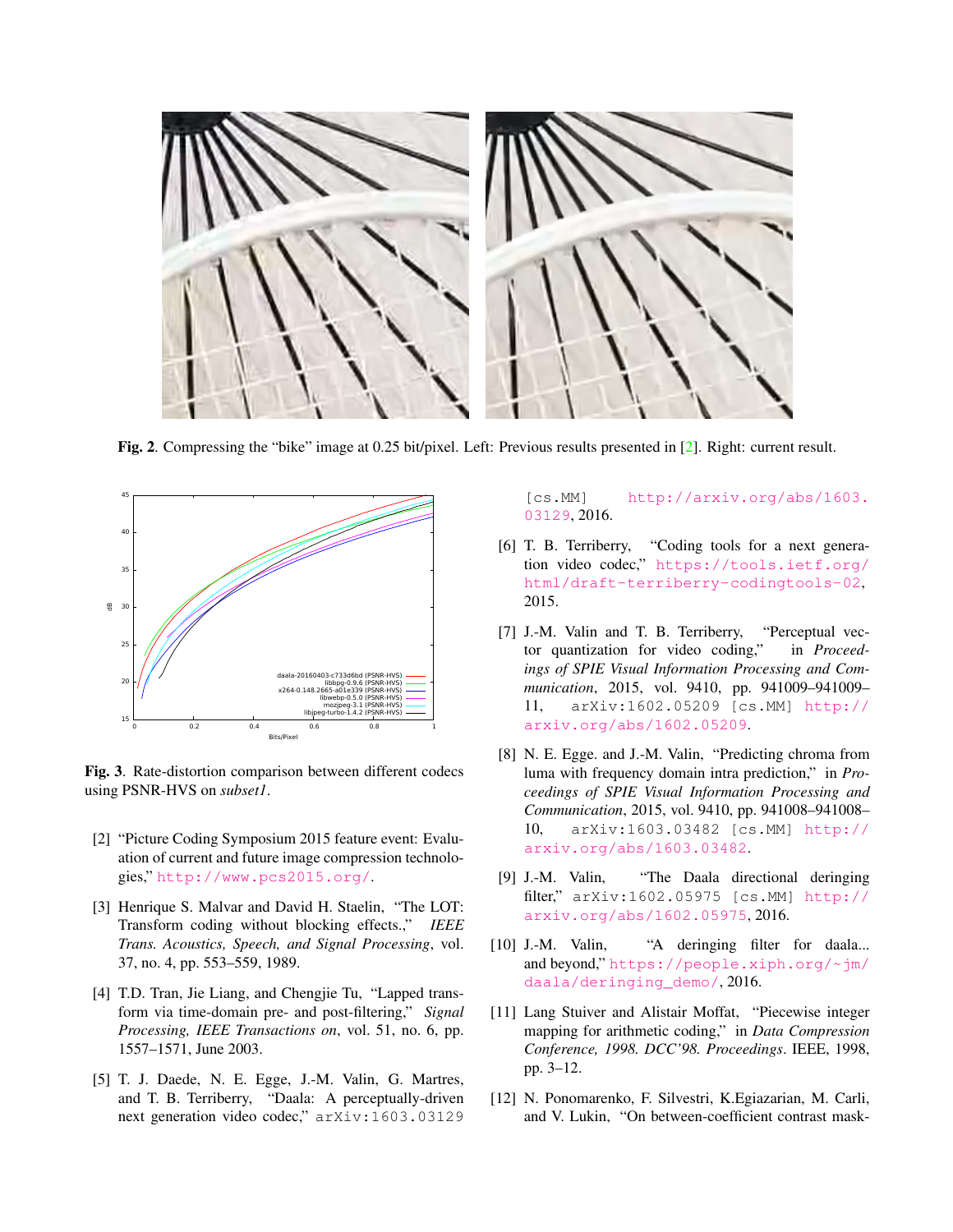**Fig. 2**. Compressing the "bike" image at 0.25 bit/pixel. Left: Previous results presented in [2]. Right: current result.

**Fig. 3**. Rate-distortion comparison between different codecs using PSNR-HVS on *subset1*.

[2] "Picture Coding Symposium 2015 feature event: Evaluation of current and future image compression technologies," http://www.pcs2015.org/.

[3] Henrique S. Malvar and David H. Staelin, "The LOT: Transform coding without blocking effects.," *IEEE Trans. Acoustics, Speech, and Signal Processing*, vol. 37, no. 4, pp. 553–559, 1989.

[4] T.D. Tran, Jie Liang, and Chengjie Tu, "Lapped transform via time-domain pre- and post-filtering," *Signal Processing, IEEE Transactions on*, vol. 51, no. 6, pp. 1557–1571, June 2003.

[5] T. J. Daede, N. E. Egge, J.-M. Valin, G. Martres, and T. B. Terriberry, "Daala: A perceptually-driven next generation video codec," arXiv:1603.03129 [cs.MM] http://arxiv.org/abs/1603.03129, 2016.

[6] T. B. Terriberry, "Coding tools for a next generation video codec," https://tools.ietf.org/html/draft-terriberry-codingtools-02, 2015.

[7] J.-M. Valin and T. B. Terriberry, "Perceptual vector quantization for video coding," in *Proceedings of SPIE Visual Information Processing and Communication*, 2015, vol. 9410, pp. 941009–941009–11, arXiv:1602.05209 [cs.MM] http://arxiv.org/abs/1602.05209.

[8] N. E. Egge. and J.-M. Valin, "Predicting chroma from luma with frequency domain intra prediction," in *Proceedings of SPIE Visual Information Processing and Communication*, 2015, vol. 9410, pp. 941008–941008–10, arXiv:1603.03482 [cs.MM] http://arxiv.org/abs/1603.03482.

[9] J.-M. Valin, "The Daala directional deringing filter," arXiv:1602.05975 [cs.MM] http://arxiv.org/abs/1602.05975, 2016.

[10] J.-M. Valin, "A deringing filter for daala... and beyond," https://people.xiph.org/~jm/daala/deringing_demo/, 2016.

[11] Lang Stuiver and Alistair Moffat, "Piecewise integer mapping for arithmetic coding," in *Data Compression Conference, 1998. DCC'98. Proceedings*. IEEE, 1998, pp. 3–12.

[12] N. Ponomarenko, F. Silvestri, K.Egiazarian, M. Carli, and V. Lukin, "On between-coefficient contrast mask-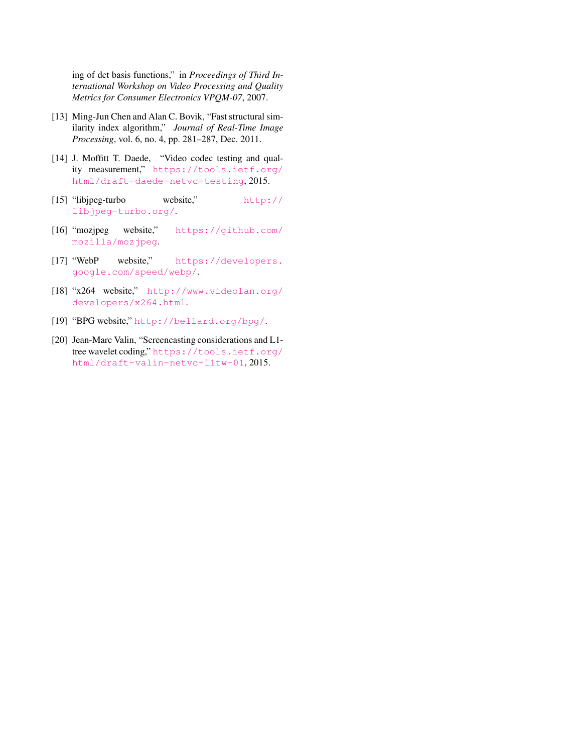ing of dct basis functions," in *Proceedings of Third International Workshop on Video Processing and Quality Metrics for Consumer Electronics VPQM-07*, 2007.

[13] Ming-Jun Chen and Alan C. Bovik, "Fast structural similarity index algorithm," *Journal of Real-Time Image Processing*, vol. 6, no. 4, pp. 281–287, Dec. 2011.

[14] J. Moffitt T. Daede, "Video codec testing and quality measurement," https://tools.ietf.org/html/draft-daede-netvc-testing, 2015.

[15] "libjpeg-turbo website," http://libjpeg-turbo.org/.

[16] "mozjpeg website," https://github.com/mozilla/mozjpeg.

[17] "WebP website," https://developers.google.com/speed/webp/.

[18] "x264 website," http://www.videolan.org/developers/x264.html.

[19] "BPG website," http://bellard.org/bpg/.

[20] Jean-Marc Valin, "Screencasting considerations and L1-tree wavelet coding," https://tools.ietf.org/html/draft-valin-netvc-l1tw-01, 2015.